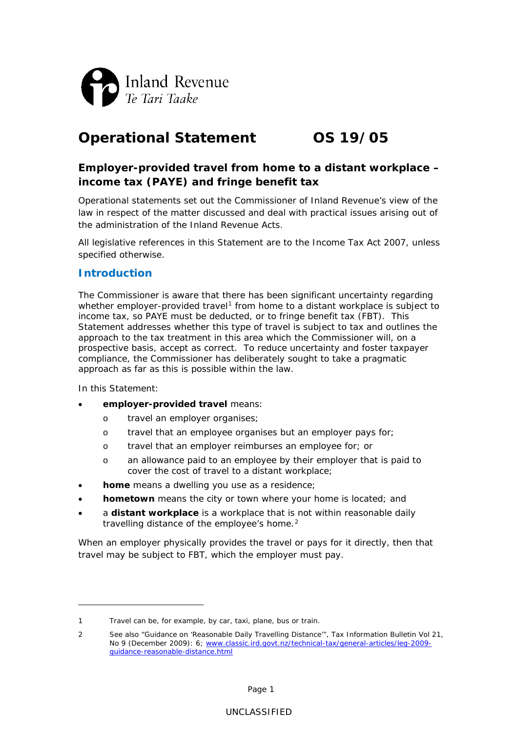Inland Revenue
Te Tari Taake

# Operational Statement OS 19/05

## Employer-provided travel from home to a distant workplace – income tax (PAYE) and fringe benefit tax

Operational statements set out the Commissioner of Inland Revenue's view of the law in respect of the matter discussed and deal with practical issues arising out of the administration of the Inland Revenue Acts.

All legislative references in this Statement are to the Income Tax Act 2007, unless specified otherwise.

## Introduction

The Commissioner is aware that there has been significant uncertainty regarding whether employer-provided travel[1] from home to a distant workplace is subject to income tax, so PAYE must be deducted, or to fringe benefit tax (FBT). This Statement addresses whether this type of travel is subject to tax and outlines the approach to the tax treatment in this area which the Commissioner will, on a prospective basis, accept as correct. To reduce uncertainty and foster taxpayer compliance, the Commissioner has deliberately sought to take a pragmatic approach as far as this is possible within the law.

In this Statement:

- **employer-provided travel** means:
  - travel an employer organises;
  - travel that an employee organises but an employer pays for;
  - travel that an employer reimburses an employee for; or
  - an allowance paid to an employee by their employer that is paid to cover the cost of travel to a distant workplace;
- **home** means a dwelling you use as a residence;
- **hometown** means the city or town where your home is located; and
- a **distant workplace** is a workplace that is not within reasonable daily travelling distance of the employee's home.[2]

When an employer physically provides the travel or pays for it directly, then that travel may be subject to FBT, which the employer must pay.

---

1 Travel can be, for example, by car, taxi, plane, bus or train.

2 See also "Guidance on 'Reasonable Daily Travelling Distance'", Tax Information Bulletin Vol 21, No 9 (December 2009): 6; www.classic.ird.govt.nz/technical-tax/general-articles/leg-2009-guidance-reasonable-distance.html

UNCLASSIFIED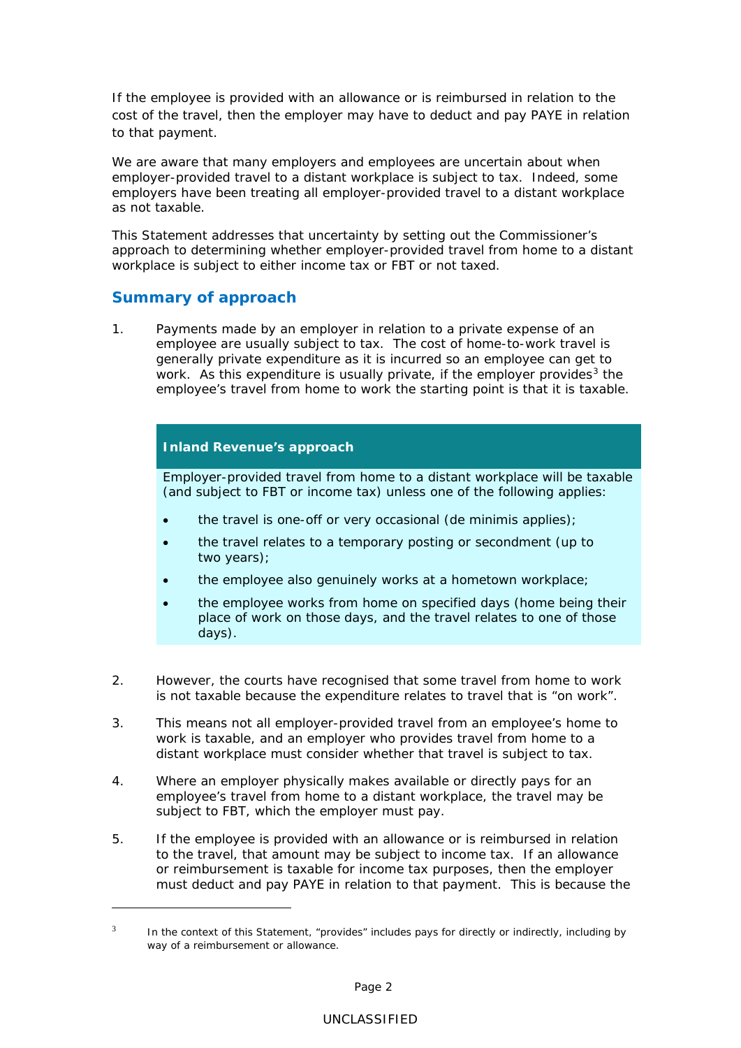If the employee is provided with an allowance or is reimbursed in relation to the cost of the travel, then the employer may have to deduct and pay PAYE in relation to that payment.

We are aware that many employers and employees are uncertain about when employer-provided travel to a distant workplace is subject to tax. Indeed, some employers have been treating all employer-provided travel to a distant workplace as not taxable.

This Statement addresses that uncertainty by setting out the Commissioner's approach to determining whether employer-provided travel from home to a distant workplace is subject to either income tax or FBT or not taxed.

## Summary of approach

1. Payments made by an employer in relation to a private expense of an employee are usually subject to tax. The cost of home-to-work travel is generally private expenditure as it is incurred so an employee can get to work. As this expenditure is usually private, if the employer provides[3] the employee's travel from home to work the starting point is that it is taxable.

> **Inland Revenue's approach**
>
> Employer-provided travel from home to a distant workplace will be taxable (and subject to FBT or income tax) unless one of the following applies:
>
> - the travel is one-off or very occasional (de minimis applies);
> - the travel relates to a temporary posting or secondment (up to two years);
> - the employee also genuinely works at a hometown workplace;
> - the employee works from home on specified days (home being their place of work on those days, and the travel relates to one of those days).

2. However, the courts have recognised that some travel from home to work is not taxable because the expenditure relates to travel that is "on work".

3. This means not all employer-provided travel from an employee's home to work is taxable, and an employer who provides travel from home to a distant workplace must consider whether that travel is subject to tax.

4. Where an employer physically makes available or directly pays for an employee's travel from home to a distant workplace, the travel may be subject to FBT, which the employer must pay.

5. If the employee is provided with an allowance or is reimbursed in relation to the travel, that amount may be subject to income tax. If an allowance or reimbursement is taxable for income tax purposes, then the employer must deduct and pay PAYE in relation to that payment. This is because the

[3] In the context of this Statement, "provides" includes pays for directly or indirectly, including by way of a reimbursement or allowance.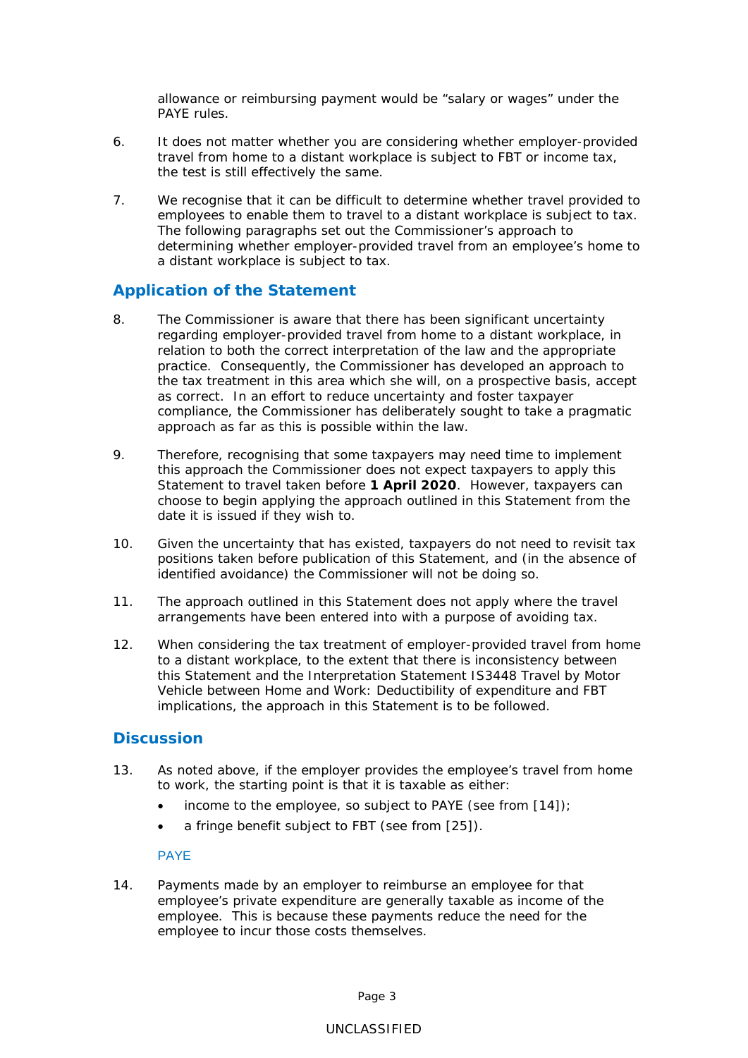allowance or reimbursing payment would be “salary or wages” under the PAYE rules.

6. It does not matter whether you are considering whether employer-provided travel from home to a distant workplace is subject to FBT or income tax, the test is still effectively the same.

7. We recognise that it can be difficult to determine whether travel provided to employees to enable them to travel to a distant workplace is subject to tax. The following paragraphs set out the Commissioner’s approach to determining whether employer-provided travel from an employee’s home to a distant workplace is subject to tax.

## Application of the Statement

8. The Commissioner is aware that there has been significant uncertainty regarding employer-provided travel from home to a distant workplace, in relation to both the correct interpretation of the law and the appropriate practice. Consequently, the Commissioner has developed an approach to the tax treatment in this area which she will, on a prospective basis, accept as correct. In an effort to reduce uncertainty and foster taxpayer compliance, the Commissioner has deliberately sought to take a pragmatic approach as far as this is possible within the law.

9. Therefore, recognising that some taxpayers may need time to implement this approach the Commissioner does not expect taxpayers to apply this Statement to travel taken before **1 April 2020**. However, taxpayers can choose to begin applying the approach outlined in this Statement from the date it is issued if they wish to.

10. Given the uncertainty that has existed, taxpayers do not need to revisit tax positions taken before publication of this Statement, and (in the absence of identified avoidance) the Commissioner will not be doing so.

11. The approach outlined in this Statement does not apply where the travel arrangements have been entered into with a purpose of avoiding tax.

12. When considering the tax treatment of employer-provided travel from home to a distant workplace, to the extent that there is inconsistency between this Statement and the Interpretation Statement IS3448 Travel by Motor Vehicle between Home and Work: Deductibility of expenditure and FBT implications, the approach in this Statement is to be followed.

## Discussion

13. As noted above, if the employer provides the employee’s travel from home to work, the starting point is that it is taxable as either:
    - income to the employee, so subject to PAYE (see from [14]);
    - a fringe benefit subject to FBT (see from [25]).

### PAYE

14. Payments made by an employer to reimburse an employee for that employee’s private expenditure are generally taxable as income of the employee. This is because these payments reduce the need for the employee to incur those costs themselves.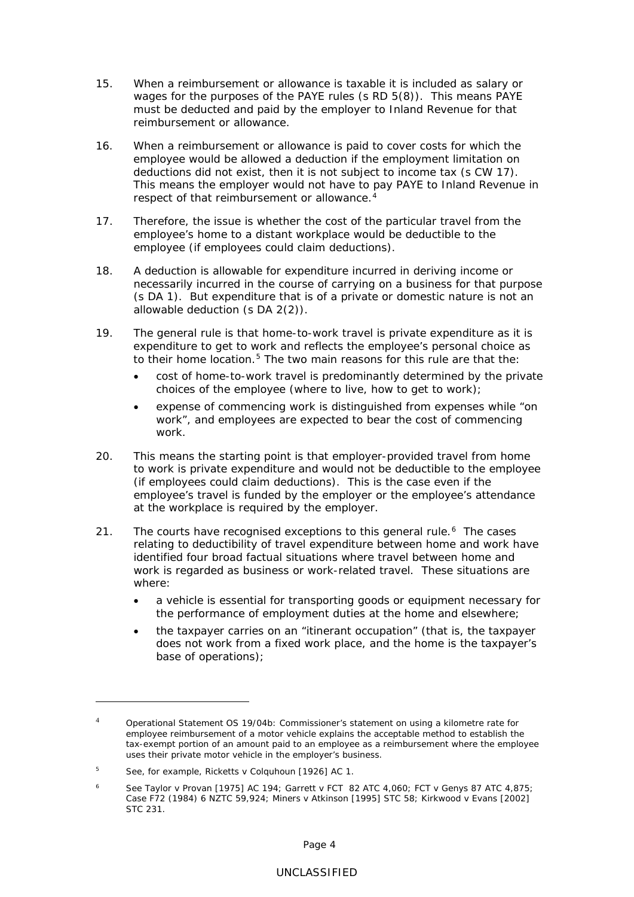15. When a reimbursement or allowance is taxable it is included as salary or wages for the purposes of the PAYE rules (s RD 5(8)). This means PAYE must be deducted and paid by the employer to Inland Revenue for that reimbursement or allowance.

16. When a reimbursement or allowance is paid to cover costs for which the employee would be allowed a deduction if the employment limitation on deductions did not exist, then it is not subject to income tax (s CW 17). This means the employer would not have to pay PAYE to Inland Revenue in respect of that reimbursement or allowance.[4]

17. Therefore, the issue is whether the cost of the particular travel from the employee's home to a distant workplace would be deductible to the employee (if employees could claim deductions).

18. A deduction is allowable for expenditure incurred in deriving income or necessarily incurred in the course of carrying on a business for that purpose (s DA 1). But expenditure that is of a private or domestic nature is not an allowable deduction (s DA 2(2)).

19. The general rule is that home-to-work travel is private expenditure as it is expenditure to get to work and reflects the employee's personal choice as to their home location.[5] The two main reasons for this rule are that the:
    - cost of home-to-work travel is predominantly determined by the private choices of the employee (where to live, how to get to work);
    - expense of commencing work is distinguished from expenses while "on work", and employees are expected to bear the cost of commencing work.

20. This means the starting point is that employer-provided travel from home to work is private expenditure and would not be deductible to the employee (if employees could claim deductions). This is the case even if the employee's travel is funded by the employer or the employee's attendance at the workplace is required by the employer.

21. The courts have recognised exceptions to this general rule.[6] The cases relating to deductibility of travel expenditure between home and work have identified four broad factual situations where travel between home and work is regarded as business or work-related travel. These situations are where:
    - a vehicle is essential for transporting goods or equipment necessary for the performance of employment duties at the home and elsewhere;
    - the taxpayer carries on an "itinerant occupation" (that is, the taxpayer does not work from a fixed work place, and the home is the taxpayer's base of operations);

---

[4] Operational Statement OS 19/04b: Commissioner's statement on using a kilometre rate for employee reimbursement of a motor vehicle explains the acceptable method to establish the tax-exempt portion of an amount paid to an employee as a reimbursement where the employee uses their private motor vehicle in the employer's business.

[5] See, for example, Ricketts v Colquhoun [1926] AC 1.

[6] See Taylor v Provan [1975] AC 194; Garrett v FCT 82 ATC 4,060; FCT v Genys 87 ATC 4,875; Case F72 (1984) 6 NZTC 59,924; Miners v Atkinson [1995] STC 58; Kirkwood v Evans [2002] STC 231.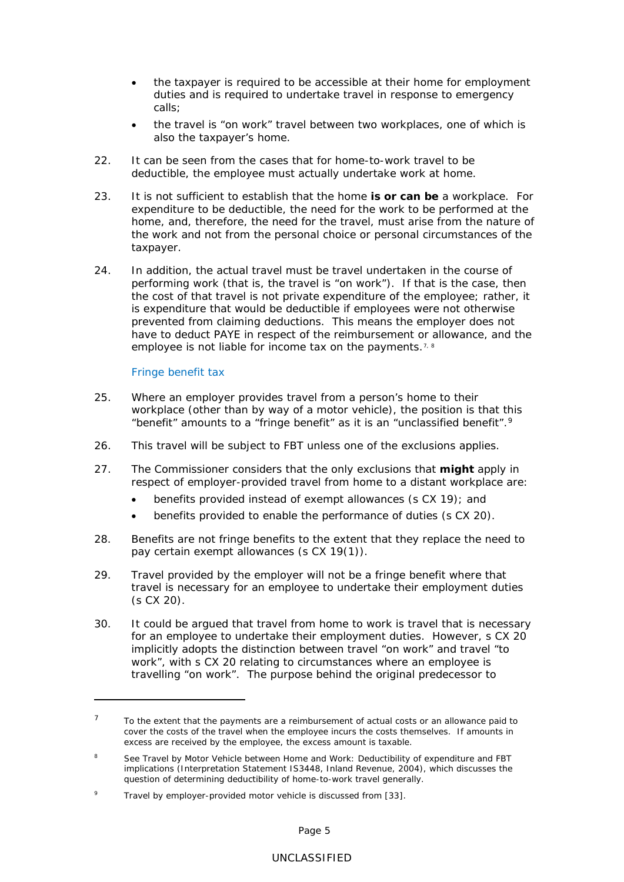- the taxpayer is required to be accessible at their home for employment duties and is required to undertake travel in response to emergency calls;
- the travel is "on work" travel between two workplaces, one of which is also the taxpayer's home.

22. It can be seen from the cases that for home-to-work travel to be deductible, the employee must actually undertake work at home.

23. It is not sufficient to establish that the home **is or can be** a workplace. For expenditure to be deductible, the need for the work to be performed at the home, and, therefore, the need for the travel, must arise from the nature of the work and not from the personal choice or personal circumstances of the taxpayer.

24. In addition, the actual travel must be travel undertaken in the course of performing work (that is, the travel is "on work"). If that is the case, then the cost of that travel is not private expenditure of the employee; rather, it is expenditure that would be deductible if employees were not otherwise prevented from claiming deductions. This means the employer does not have to deduct PAYE in respect of the reimbursement or allowance, and the employee is not liable for income tax on the payments.[7, 8]

### Fringe benefit tax

25. Where an employer provides travel from a person's home to their workplace (other than by way of a motor vehicle), the position is that this "benefit" amounts to a "fringe benefit" as it is an "unclassified benefit".[9]

26. This travel will be subject to FBT unless one of the exclusions applies.

27. The Commissioner considers that the only exclusions that **might** apply in respect of employer-provided travel from home to a distant workplace are:
    - benefits provided instead of exempt allowances (s CX 19); and
    - benefits provided to enable the performance of duties (s CX 20).

28. Benefits are not fringe benefits to the extent that they replace the need to pay certain exempt allowances (s CX 19(1)).

29. Travel provided by the employer will not be a fringe benefit where that travel is necessary for an employee to undertake their employment duties (s CX 20).

30. It could be argued that travel from home to work is travel that is necessary for an employee to undertake their employment duties. However, s CX 20 implicitly adopts the distinction between travel "on work" and travel "to work", with s CX 20 relating to circumstances where an employee is travelling "on work". The purpose behind the original predecessor to

---

[7] To the extent that the payments are a reimbursement of actual costs or an allowance paid to cover the costs of the travel when the employee incurs the costs themselves. If amounts in excess are received by the employee, the excess amount is taxable.

[8] See Travel by Motor Vehicle between Home and Work: Deductibility of expenditure and FBT implications (Interpretation Statement IS3448, Inland Revenue, 2004), which discusses the question of determining deductibility of home-to-work travel generally.

[9] Travel by employer-provided motor vehicle is discussed from [33].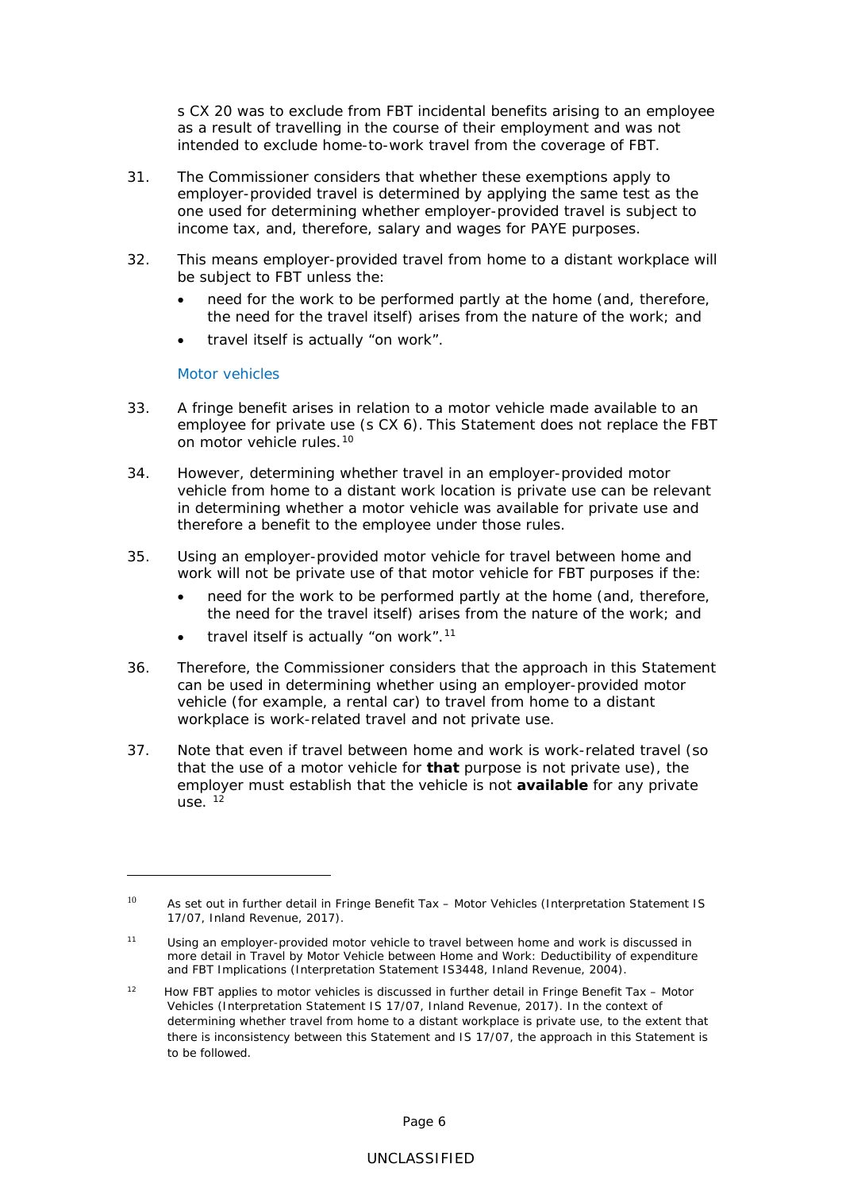s CX 20 was to exclude from FBT incidental benefits arising to an employee as a result of travelling in the course of their employment and was not intended to exclude home-to-work travel from the coverage of FBT.

31. The Commissioner considers that whether these exemptions apply to employer-provided travel is determined by applying the same test as the one used for determining whether employer-provided travel is subject to income tax, and, therefore, salary and wages for PAYE purposes.

32. This means employer-provided travel from home to a distant workplace will be subject to FBT unless the:

- need for the work to be performed partly at the home (and, therefore, the need for the travel itself) arises from the nature of the work; and
- travel itself is actually "on work".

### Motor vehicles

33. A fringe benefit arises in relation to a motor vehicle made available to an employee for private use (s CX 6). This Statement does not replace the FBT on motor vehicle rules.[10]

34. However, determining whether travel in an employer-provided motor vehicle from home to a distant work location is private use can be relevant in determining whether a motor vehicle was available for private use and therefore a benefit to the employee under those rules.

35. Using an employer-provided motor vehicle for travel between home and work will not be private use of that motor vehicle for FBT purposes if the:

- need for the work to be performed partly at the home (and, therefore, the need for the travel itself) arises from the nature of the work; and
- travel itself is actually "on work".[11]

36. Therefore, the Commissioner considers that the approach in this Statement can be used in determining whether using an employer-provided motor vehicle (for example, a rental car) to travel from home to a distant workplace is work-related travel and not private use.

37. Note that even if travel between home and work is work-related travel (so that the use of a motor vehicle for **that** purpose is not private use), the employer must establish that the vehicle is not **available** for any private use. [12]

---

[10] As set out in further detail in Fringe Benefit Tax – Motor Vehicles (Interpretation Statement IS 17/07, Inland Revenue, 2017).

[11] Using an employer-provided motor vehicle to travel between home and work is discussed in more detail in Travel by Motor Vehicle between Home and Work: Deductibility of expenditure and FBT Implications (Interpretation Statement IS3448, Inland Revenue, 2004).

[12] How FBT applies to motor vehicles is discussed in further detail in Fringe Benefit Tax – Motor Vehicles (Interpretation Statement IS 17/07, Inland Revenue, 2017). In the context of determining whether travel from home to a distant workplace is private use, to the extent that there is inconsistency between this Statement and IS 17/07, the approach in this Statement is to be followed.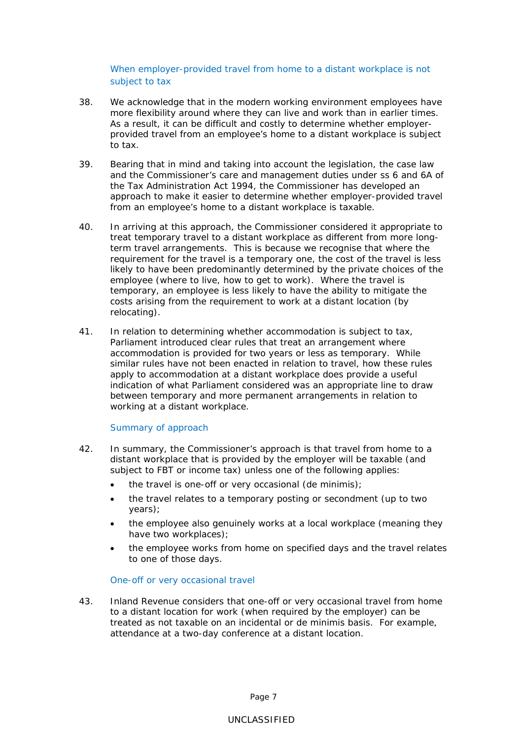### When employer-provided travel from home to a distant workplace is not subject to tax

38. We acknowledge that in the modern working environment employees have more flexibility around where they can live and work than in earlier times. As a result, it can be difficult and costly to determine whether employer-provided travel from an employee's home to a distant workplace is subject to tax.

39. Bearing that in mind and taking into account the legislation, the case law and the Commissioner's care and management duties under ss 6 and 6A of the Tax Administration Act 1994, the Commissioner has developed an approach to make it easier to determine whether employer-provided travel from an employee's home to a distant workplace is taxable.

40. In arriving at this approach, the Commissioner considered it appropriate to treat temporary travel to a distant workplace as different from more long-term travel arrangements. This is because we recognise that where the requirement for the travel is a temporary one, the cost of the travel is less likely to have been predominantly determined by the private choices of the employee (where to live, how to get to work). Where the travel is temporary, an employee is less likely to have the ability to mitigate the costs arising from the requirement to work at a distant location (by relocating).

41. In relation to determining whether accommodation is subject to tax, Parliament introduced clear rules that treat an arrangement where accommodation is provided for two years or less as temporary. While similar rules have not been enacted in relation to travel, how these rules apply to accommodation at a distant workplace does provide a useful indication of what Parliament considered was an appropriate line to draw between temporary and more permanent arrangements in relation to working at a distant workplace.

### Summary of approach

42. In summary, the Commissioner's approach is that travel from home to a distant workplace that is provided by the employer will be taxable (and subject to FBT or income tax) unless one of the following applies:
    - the travel is one-off or very occasional (de minimis);
    - the travel relates to a temporary posting or secondment (up to two years);
    - the employee also genuinely works at a local workplace (meaning they have two workplaces);
    - the employee works from home on specified days and the travel relates to one of those days.

### One-off or very occasional travel

43. Inland Revenue considers that one-off or very occasional travel from home to a distant location for work (when required by the employer) can be treated as not taxable on an incidental or de minimis basis. For example, attendance at a two-day conference at a distant location.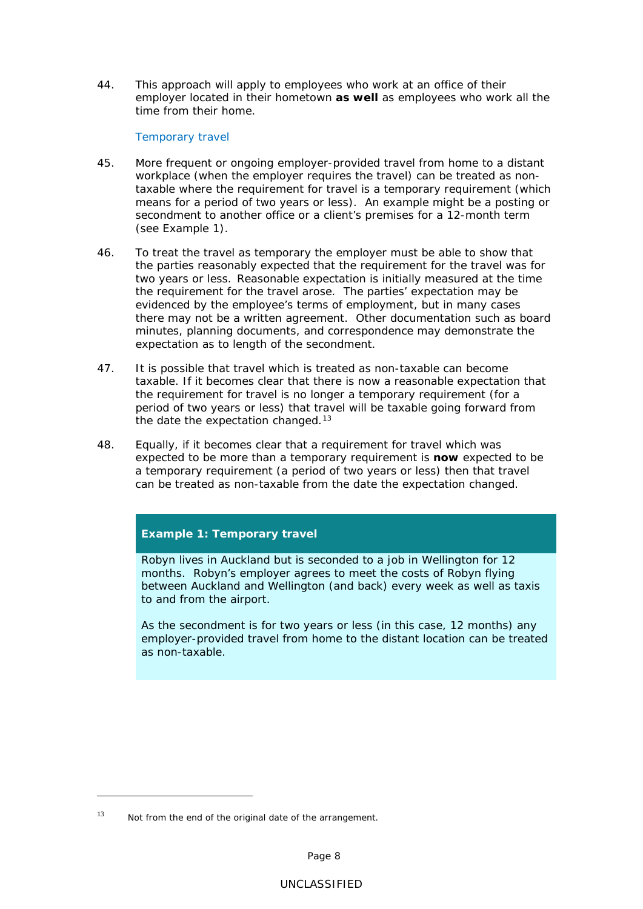44. This approach will apply to employees who work at an office of their employer located in their hometown **as well** as employees who work all the time from their home.

### Temporary travel

45. More frequent or ongoing employer-provided travel from home to a distant workplace (when the employer requires the travel) can be treated as non-taxable where the requirement for travel is a temporary requirement (which means for a period of two years or less). An example might be a posting or secondment to another office or a client's premises for a 12-month term (see Example 1).

46. To treat the travel as temporary the employer must be able to show that the parties reasonably expected that the requirement for the travel was for two years or less. Reasonable expectation is initially measured at the time the requirement for the travel arose. The parties' expectation may be evidenced by the employee's terms of employment, but in many cases there may not be a written agreement. Other documentation such as board minutes, planning documents, and correspondence may demonstrate the expectation as to length of the secondment.

47. It is possible that travel which is treated as non-taxable can become taxable. If it becomes clear that there is now a reasonable expectation that the requirement for travel is no longer a temporary requirement (for a period of two years or less) that travel will be taxable going forward from the date the expectation changed.[13]

48. Equally, if it becomes clear that a requirement for travel which was expected to be more than a temporary requirement is **now** expected to be a temporary requirement (a period of two years or less) then that travel can be treated as non-taxable from the date the expectation changed.

**Example 1: Temporary travel**

Robyn lives in Auckland but is seconded to a job in Wellington for 12 months. Robyn's employer agrees to meet the costs of Robyn flying between Auckland and Wellington (and back) every week as well as taxis to and from the airport.

As the secondment is for two years or less (in this case, 12 months) any employer-provided travel from home to the distant location can be treated as non-taxable.

---

[13] Not from the end of the original date of the arrangement.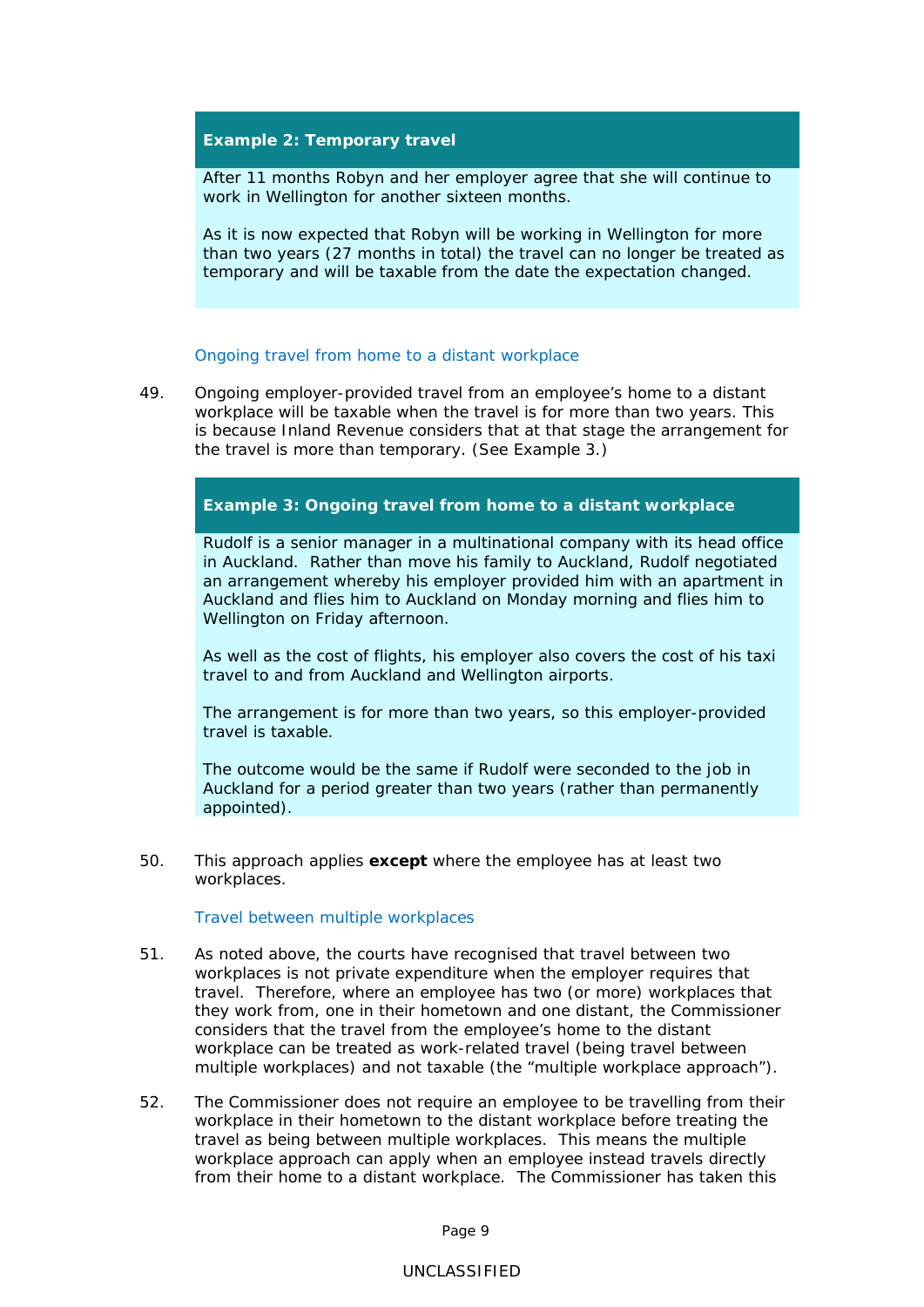**Example 2: Temporary travel**

After 11 months Robyn and her employer agree that she will continue to work in Wellington for another sixteen months.

As it is now expected that Robyn will be working in Wellington for more than two years (27 months in total) the travel can no longer be treated as temporary and will be taxable from the date the expectation changed.

### Ongoing travel from home to a distant workplace

49. Ongoing employer-provided travel from an employee's home to a distant workplace will be taxable when the travel is for more than two years. This is because Inland Revenue considers that at that stage the arrangement for the travel is more than temporary. (See Example 3.)

**Example 3: Ongoing travel from home to a distant workplace**

Rudolf is a senior manager in a multinational company with its head office in Auckland. Rather than move his family to Auckland, Rudolf negotiated an arrangement whereby his employer provided him with an apartment in Auckland and flies him to Auckland on Monday morning and flies him to Wellington on Friday afternoon.

As well as the cost of flights, his employer also covers the cost of his taxi travel to and from Auckland and Wellington airports.

The arrangement is for more than two years, so this employer-provided travel is taxable.

The outcome would be the same if Rudolf were seconded to the job in Auckland for a period greater than two years (rather than permanently appointed).

50. This approach applies **except** where the employee has at least two workplaces.

### Travel between multiple workplaces

51. As noted above, the courts have recognised that travel between two workplaces is not private expenditure when the employer requires that travel. Therefore, where an employee has two (or more) workplaces that they work from, one in their hometown and one distant, the Commissioner considers that the travel from the employee's home to the distant workplace can be treated as work-related travel (being travel between multiple workplaces) and not taxable (the "multiple workplace approach").

52. The Commissioner does not require an employee to be travelling from their workplace in their hometown to the distant workplace before treating the travel as being between multiple workplaces. This means the multiple workplace approach can apply when an employee instead travels directly from their home to a distant workplace. The Commissioner has taken this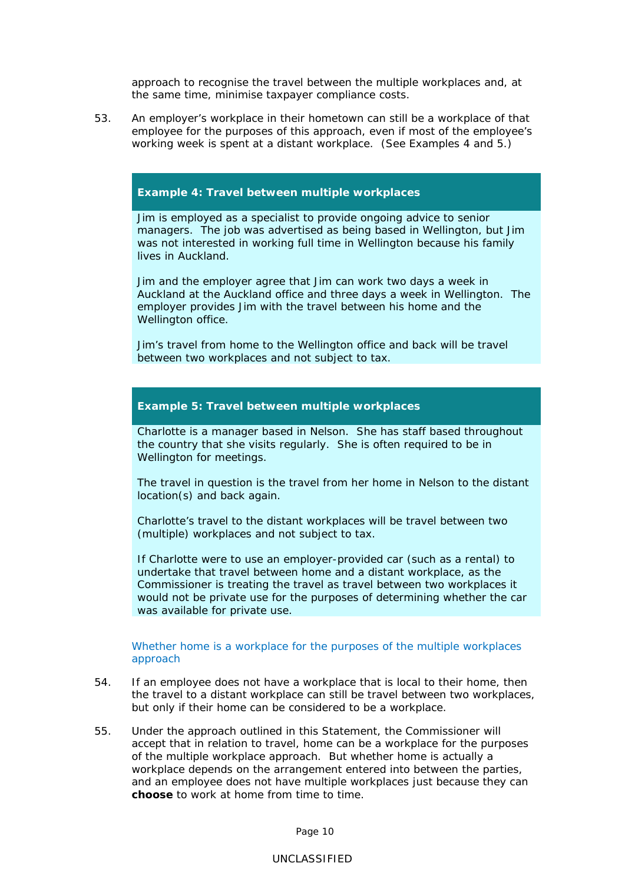approach to recognise the travel between the multiple workplaces and, at the same time, minimise taxpayer compliance costs.

53. An employer's workplace in their hometown can still be a workplace of that employee for the purposes of this approach, even if most of the employee's working week is spent at a distant workplace. (See Examples 4 and 5.)

**Example 4: Travel between multiple workplaces**

Jim is employed as a specialist to provide ongoing advice to senior managers. The job was advertised as being based in Wellington, but Jim was not interested in working full time in Wellington because his family lives in Auckland.

Jim and the employer agree that Jim can work two days a week in Auckland at the Auckland office and three days a week in Wellington. The employer provides Jim with the travel between his home and the Wellington office.

Jim's travel from home to the Wellington office and back will be travel between two workplaces and not subject to tax.

**Example 5: Travel between multiple workplaces**

Charlotte is a manager based in Nelson. She has staff based throughout the country that she visits regularly. She is often required to be in Wellington for meetings.

The travel in question is the travel from her home in Nelson to the distant location(s) and back again.

Charlotte's travel to the distant workplaces will be travel between two (multiple) workplaces and not subject to tax.

If Charlotte were to use an employer-provided car (such as a rental) to undertake that travel between home and a distant workplace, as the Commissioner is treating the travel as travel between two workplaces it would not be private use for the purposes of determining whether the car was available for private use.

### Whether home is a workplace for the purposes of the multiple workplaces approach

54. If an employee does not have a workplace that is local to their home, then the travel to a distant workplace can still be travel between two workplaces, but only if their home can be considered to be a workplace.

55. Under the approach outlined in this Statement, the Commissioner will accept that in relation to travel, home can be a workplace for the purposes of the multiple workplace approach. But whether home is actually a workplace depends on the arrangement entered into between the parties, and an employee does not have multiple workplaces just because they can **choose** to work at home from time to time.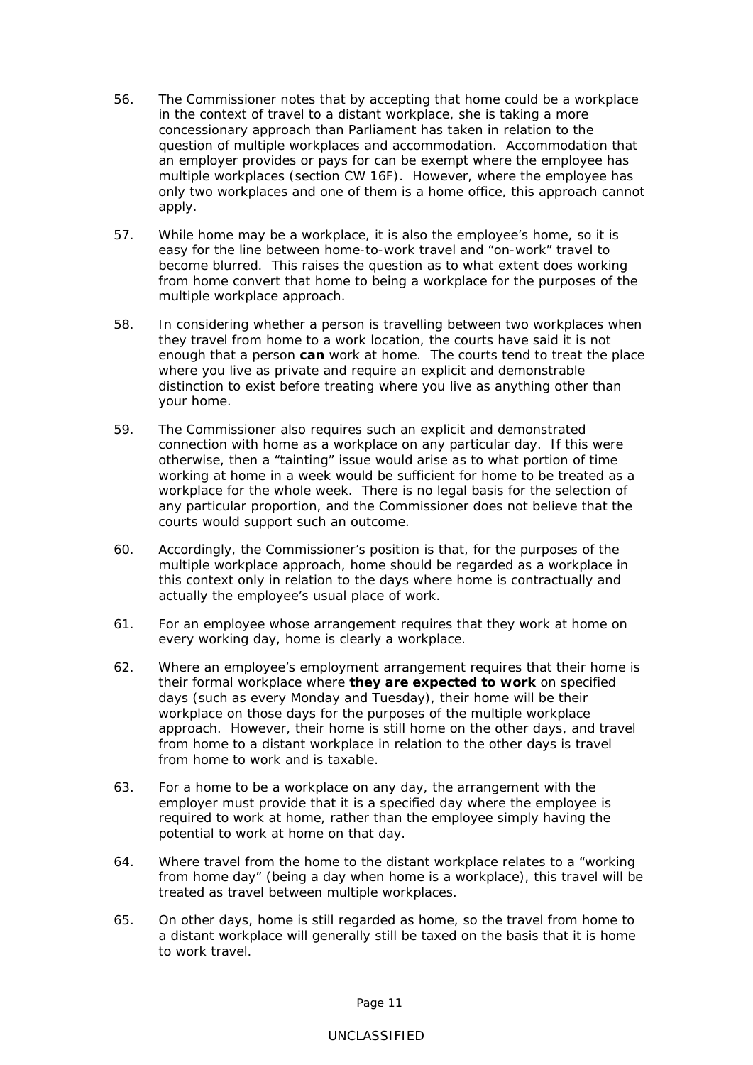56. The Commissioner notes that by accepting that home could be a workplace in the context of travel to a distant workplace, she is taking a more concessionary approach than Parliament has taken in relation to the question of multiple workplaces and accommodation. Accommodation that an employer provides or pays for can be exempt where the employee has multiple workplaces (section CW 16F). However, where the employee has only two workplaces and one of them is a home office, this approach cannot apply.

57. While home may be a workplace, it is also the employee's home, so it is easy for the line between home-to-work travel and "on-work" travel to become blurred. This raises the question as to what extent does working from home convert that home to being a workplace for the purposes of the multiple workplace approach.

58. In considering whether a person is travelling between two workplaces when they travel from home to a work location, the courts have said it is not enough that a person **can** work at home. The courts tend to treat the place where you live as private and require an explicit and demonstrable distinction to exist before treating where you live as anything other than your home.

59. The Commissioner also requires such an explicit and demonstrated connection with home as a workplace on any particular day. If this were otherwise, then a "tainting" issue would arise as to what portion of time working at home in a week would be sufficient for home to be treated as a workplace for the whole week. There is no legal basis for the selection of any particular proportion, and the Commissioner does not believe that the courts would support such an outcome.

60. Accordingly, the Commissioner's position is that, for the purposes of the multiple workplace approach, home should be regarded as a workplace in this context only in relation to the days where home is contractually and actually the employee's usual place of work.

61. For an employee whose arrangement requires that they work at home on every working day, home is clearly a workplace.

62. Where an employee's employment arrangement requires that their home is their formal workplace where **they are expected to work** on specified days (such as every Monday and Tuesday), their home will be their workplace on those days for the purposes of the multiple workplace approach. However, their home is still home on the other days, and travel from home to a distant workplace in relation to the other days is travel from home to work and is taxable.

63. For a home to be a workplace on any day, the arrangement with the employer must provide that it is a specified day where the employee is required to work at home, rather than the employee simply having the potential to work at home on that day.

64. Where travel from the home to the distant workplace relates to a "working from home day" (being a day when home is a workplace), this travel will be treated as travel between multiple workplaces.

65. On other days, home is still regarded as home, so the travel from home to a distant workplace will generally still be taxed on the basis that it is home to work travel.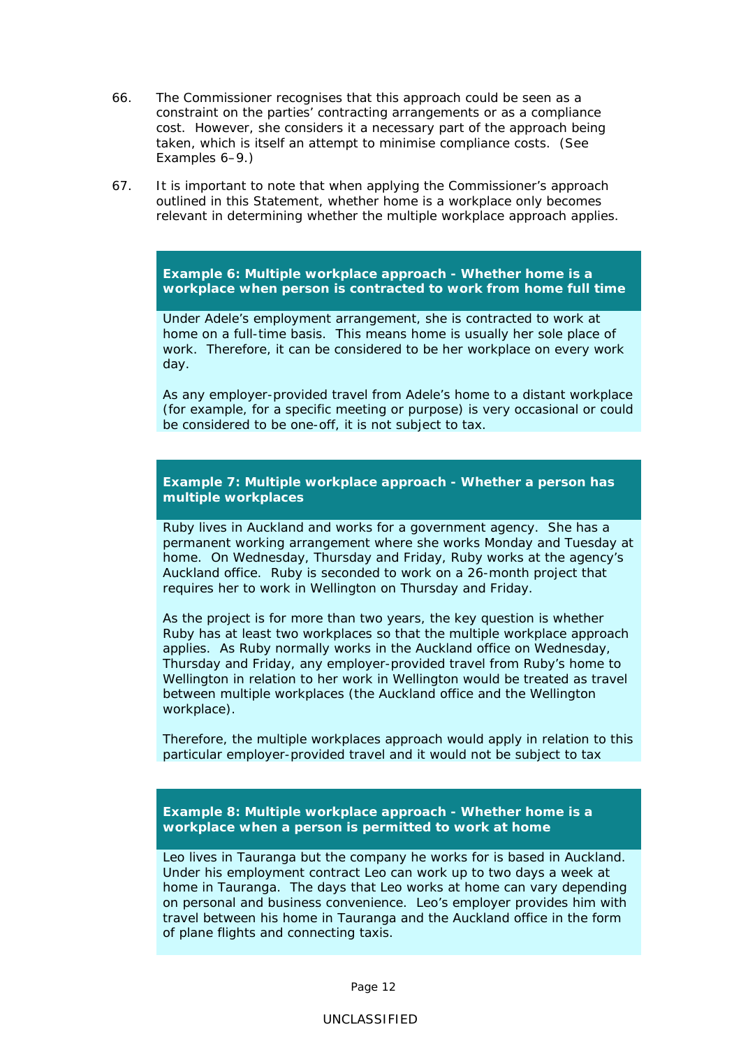66. The Commissioner recognises that this approach could be seen as a constraint on the parties' contracting arrangements or as a compliance cost. However, she considers it a necessary part of the approach being taken, which is itself an attempt to minimise compliance costs. (See Examples 6–9.)

67. It is important to note that when applying the Commissioner's approach outlined in this Statement, whether home is a workplace only becomes relevant in determining whether the multiple workplace approach applies.

**Example 6: Multiple workplace approach - Whether home is a workplace when person is contracted to work from home full time**

Under Adele's employment arrangement, she is contracted to work at home on a full-time basis. This means home is usually her sole place of work. Therefore, it can be considered to be her workplace on every work day.

As any employer-provided travel from Adele's home to a distant workplace (for example, for a specific meeting or purpose) is very occasional or could be considered to be one-off, it is not subject to tax.

**Example 7: Multiple workplace approach - Whether a person has multiple workplaces**

Ruby lives in Auckland and works for a government agency. She has a permanent working arrangement where she works Monday and Tuesday at home. On Wednesday, Thursday and Friday, Ruby works at the agency's Auckland office. Ruby is seconded to work on a 26-month project that requires her to work in Wellington on Thursday and Friday.

As the project is for more than two years, the key question is whether Ruby has at least two workplaces so that the multiple workplace approach applies. As Ruby normally works in the Auckland office on Wednesday, Thursday and Friday, any employer-provided travel from Ruby's home to Wellington in relation to her work in Wellington would be treated as travel between multiple workplaces (the Auckland office and the Wellington workplace).

Therefore, the multiple workplaces approach would apply in relation to this particular employer-provided travel and it would not be subject to tax

**Example 8: Multiple workplace approach - Whether home is a workplace when a person is permitted to work at home**

Leo lives in Tauranga but the company he works for is based in Auckland. Under his employment contract Leo can work up to two days a week at home in Tauranga. The days that Leo works at home can vary depending on personal and business convenience. Leo's employer provides him with travel between his home in Tauranga and the Auckland office in the form of plane flights and connecting taxis.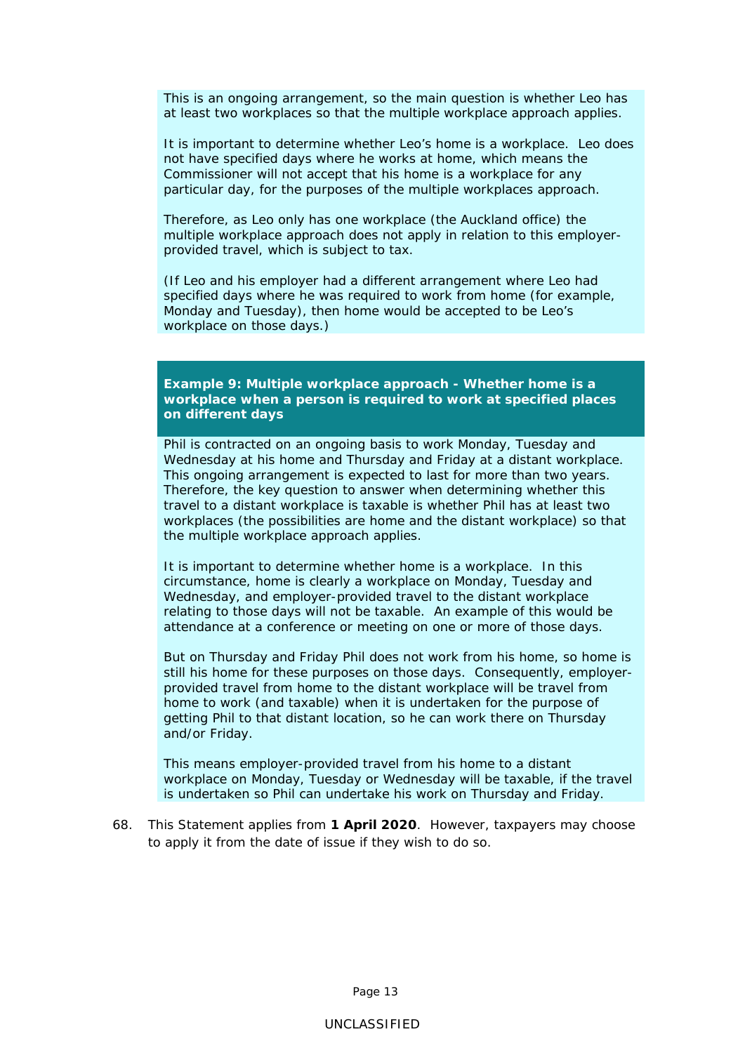This is an ongoing arrangement, so the main question is whether Leo has at least two workplaces so that the multiple workplace approach applies.

It is important to determine whether Leo's home is a workplace. Leo does not have specified days where he works at home, which means the Commissioner will not accept that his home is a workplace for any particular day, for the purposes of the multiple workplaces approach.

Therefore, as Leo only has one workplace (the Auckland office) the multiple workplace approach does not apply in relation to this employer-provided travel, which is subject to tax.

(If Leo and his employer had a different arrangement where Leo had specified days where he was required to work from home (for example, Monday and Tuesday), then home would be accepted to be Leo's workplace on those days.)

**Example 9: Multiple workplace approach - Whether home is a workplace when a person is required to work at specified places on different days**

Phil is contracted on an ongoing basis to work Monday, Tuesday and Wednesday at his home and Thursday and Friday at a distant workplace. This ongoing arrangement is expected to last for more than two years. Therefore, the key question to answer when determining whether this travel to a distant workplace is taxable is whether Phil has at least two workplaces (the possibilities are home and the distant workplace) so that the multiple workplace approach applies.

It is important to determine whether home is a workplace. In this circumstance, home is clearly a workplace on Monday, Tuesday and Wednesday, and employer-provided travel to the distant workplace relating to those days will not be taxable. An example of this would be attendance at a conference or meeting on one or more of those days.

But on Thursday and Friday Phil does not work from his home, so home is still his home for these purposes on those days. Consequently, employer-provided travel from home to the distant workplace will be travel from home to work (and taxable) when it is undertaken for the purpose of getting Phil to that distant location, so he can work there on Thursday and/or Friday.

This means employer-provided travel from his home to a distant workplace on Monday, Tuesday or Wednesday will be taxable, if the travel is undertaken so Phil can undertake his work on Thursday and Friday.

68. This Statement applies from **1 April 2020**. However, taxpayers may choose to apply it from the date of issue if they wish to do so.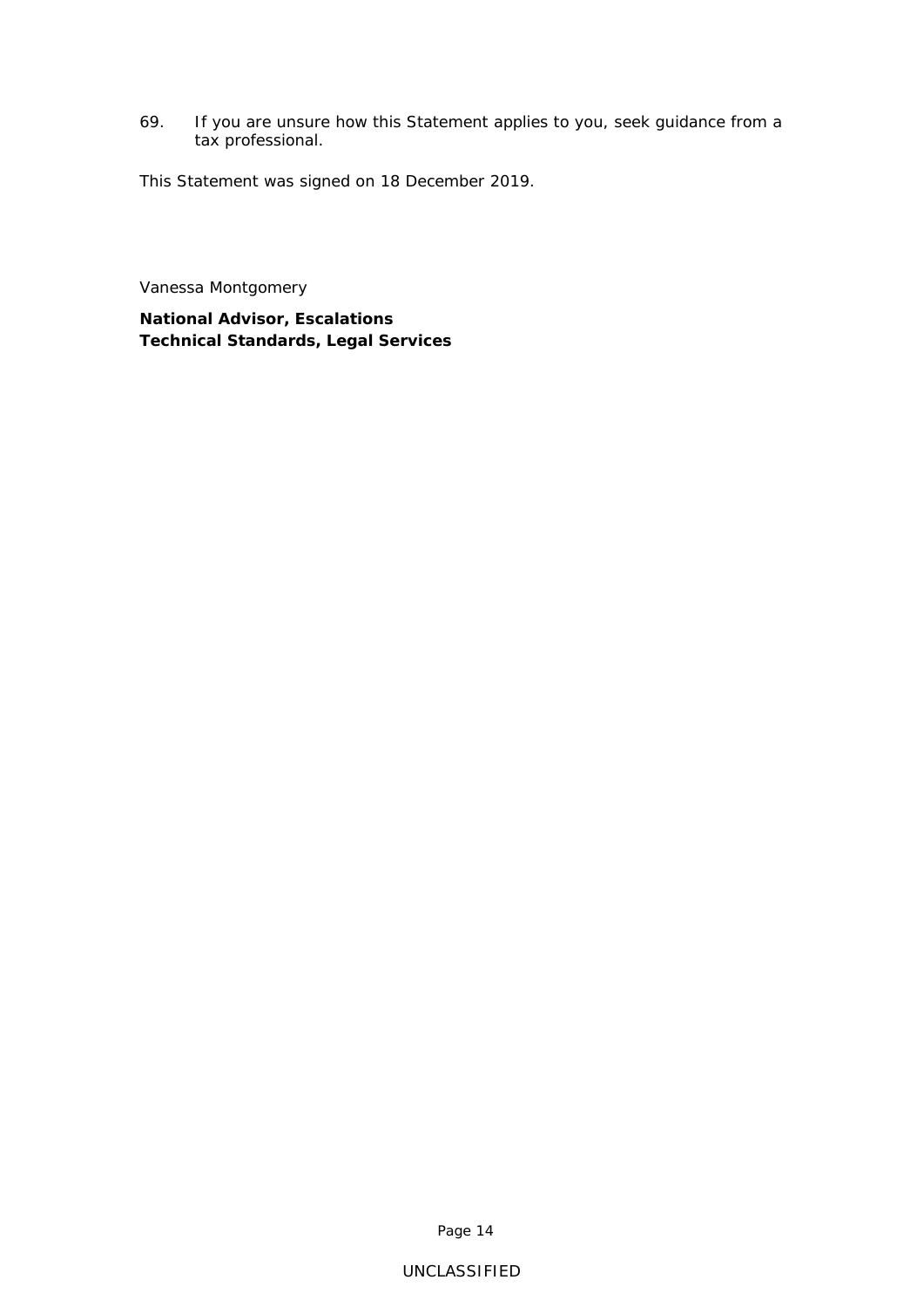69. If you are unsure how this Statement applies to you, seek guidance from a tax professional.

This Statement was signed on 18 December 2019.

Vanessa Montgomery

**National Advisor, Escalations**
**Technical Standards, Legal Services**

UNCLASSIFIED